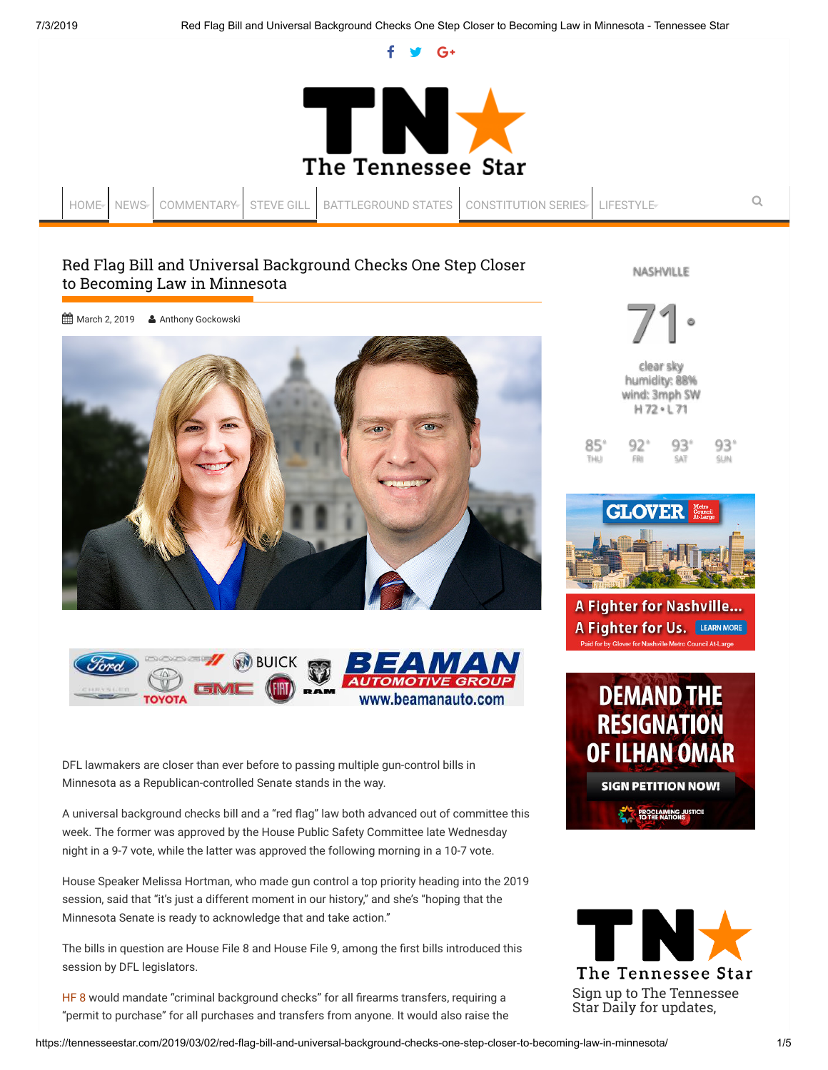# Red Flag Bill and Universal Background Checks One Step Closer to Becoming Law in Minnesota

March 2, 2019 Anthony Gockowski

DFL lawmakers are closer than ever before to passing multiple gun-control bills in Minnesota as a Republican-controlled Senate stands in the way.

A universal background checks bill and a "red flag" law both advanced out of committee this week. The former was approved by the House Public Safety Committee late Wednesday night in a 9-7 vote, while the latter was approved the following morning in a 10-7 vote.

House Speaker Melissa Hortman, who made gun control a top priority heading into the 2019 session, said that "it's just a different moment in our history," and she's "hoping that the Minnesota Senate is ready to acknowledge that and take action."

The bills in question are House File 8 and House File 9, among the first bills introduced this session by DFL legislators.

HF 8 would mandate "criminal background checks" for all firearms transfers, requiring a "permit to purchase" for all purchases and transfers from anyone. It would also raise the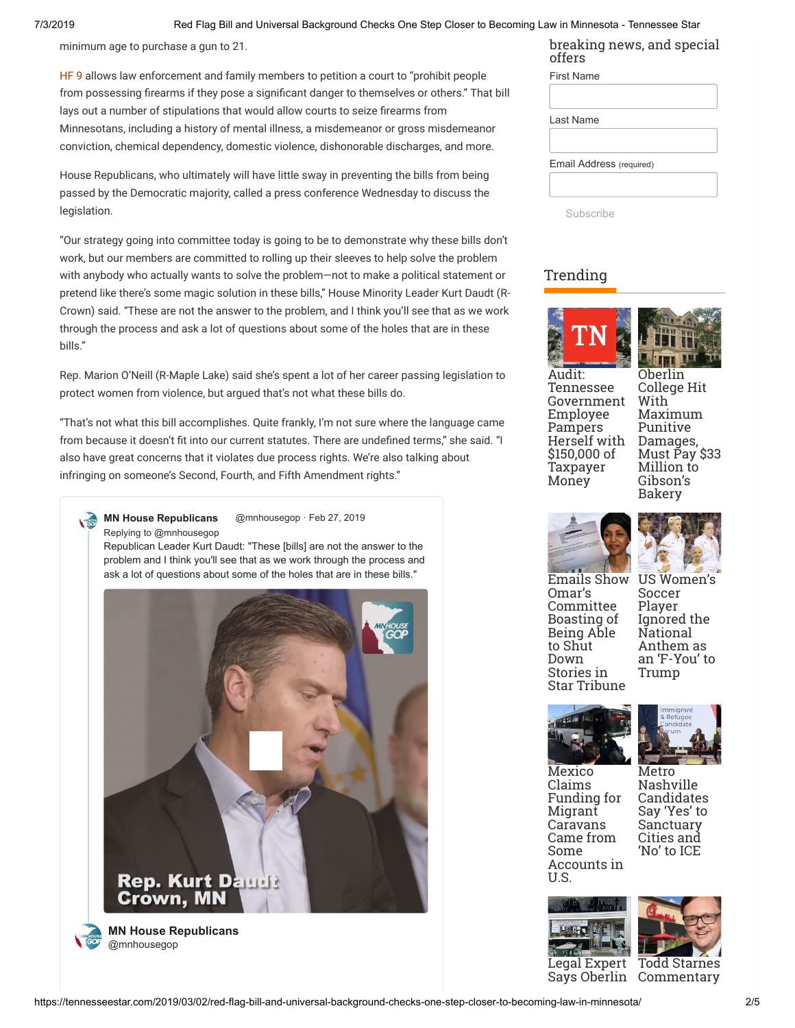minimum age to purchase a gun to 21.

HF 9 allows law enforcement and family members to petition a court to "prohibit people from possessing firearms if they pose a significant danger to themselves or others." That bill lays out a number of stipulations that would allow courts to seize firearms from Minnesotans, including a history of mental illness, a misdemeanor or gross misdemeanor conviction, chemical dependency, domestic violence, dishonorable discharges, and more.

House Republicans, who ultimately will have little sway in preventing the bills from being passed by the Democratic majority, called a press conference Wednesday to discuss the legislation.

"Our strategy going into committee today is going to be to demonstrate why these bills don't work, but our members are committed to rolling up their sleeves to help solve the problem with anybody who actually wants to solve the problem—not to make a political statement or pretend like there's some magic solution in these bills," House Minority Leader Kurt Daudt (R-Crown) said. "These are not the answer to the problem, and I think you'll see that as we work through the process and ask a lot of questions about some of the holes that are in these bills."

Rep. Marion O'Neill (R-Maple Lake) said she's spent a lot of her career passing legislation to protect women from violence, but argued that's not what these bills do.

"That's not what this bill accomplishes. Quite frankly, I'm not sure where the language came from because it doesn't fit into our current statutes. There are undefined terms," she said. "I also have great concerns that it violates due process rights. We're also talking about infringing on someone's Second, Fourth, and Fifth Amendment rights."

**MN House Republicans** @mnhousegop · Feb 27, 2019

Replying to @mnhousegop

Republican Leader Kurt Daudt: "These [bills] are not the answer to the problem and I think you'll see that as we work through the process and ask a lot of questions about some of the holes that are in these bills."

Rep. Kurt Daudt Crown, MN

**MN House Republicans** @mnhousegop

breaking news, and special offers

First Name

Last Name

Email Address (required)

Subscribe

## Trending

Audit: Tennessee Government Employee Pampers Herself with $150,000 of Taxpayer Money

Oberlin College Hit With Maximum Punitive Damages, Must Pay $33 Million to Gibson's Bakery

Emails Show Omar's Committee Boasting of Being Able to Shut Down Stories in Star Tribune

US Women's Soccer Player Ignored the National Anthem as an 'F-You' to Trump

Mexico Claims Funding for Migrant Caravans Came from Some Accounts in U.S.

Metro Nashville Candidates Say 'Yes' to Sanctuary Cities and 'No' to ICE

Legal Expert Says Oberlin

Todd Starnes Commentary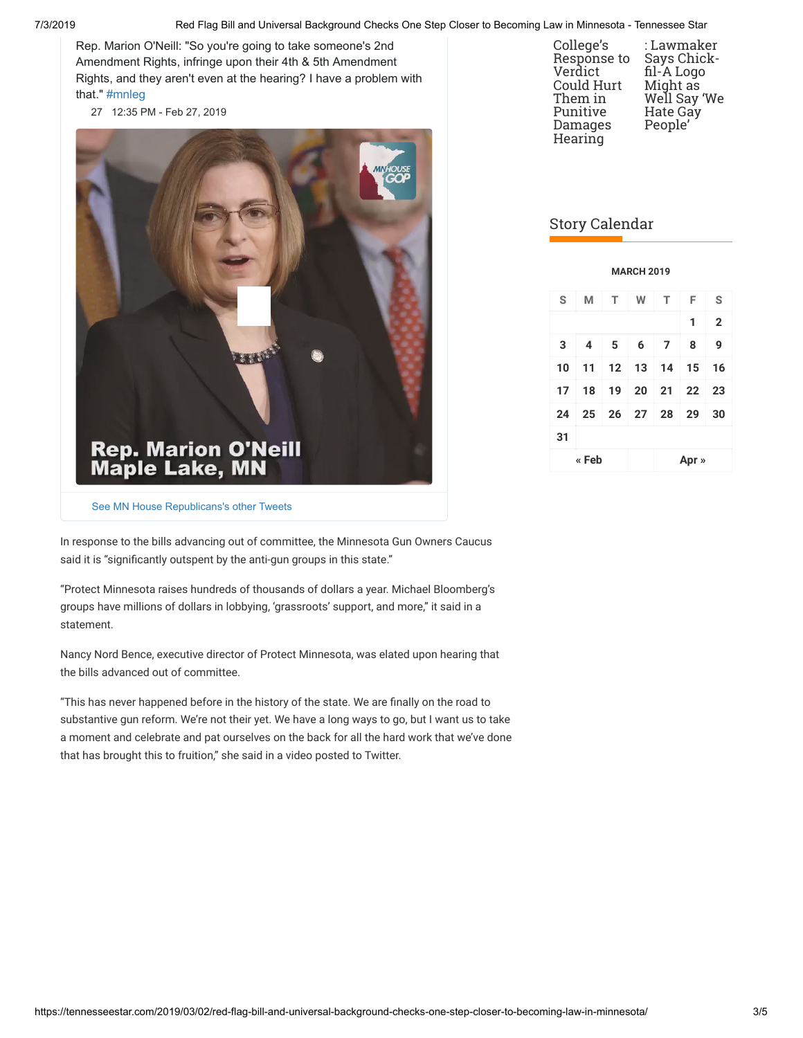Rep. Marion O'Neill: "So you're going to take someone's 2nd Amendment Rights, infringe upon their 4th & 5th Amendment Rights, and they aren't even at the hearing? I have a problem with that." #mnleg

27 12:35 PM - Feb 27, 2019

Rep. Marion O'Neill
Maple Lake, MN

See MN House Republicans's other Tweets

College's Response to Verdict Could Hurt Them in Punitive Damages Hearing

: Lawmaker Says Chick-fil-A Logo Might as Well Say 'We Hate Gay People'

## Story Calendar

**MARCH 2019**

| S | M | T | W | T | F | S |
|---|---|---|---|---|---|---|
| | | | | | 1 | 2 |
| 3 | 4 | 5 | 6 | 7 | 8 | 9 |
| 10 | 11 | 12 | 13 | 14 | 15 | 16 |
| 17 | 18 | 19 | 20 | 21 | 22 | 23 |
| 24 | 25 | 26 | 27 | 28 | 29 | 30 |
| 31 | | | | | | |

« Feb Apr »

In response to the bills advancing out of committee, the Minnesota Gun Owners Caucus said it is "significantly outspent by the anti-gun groups in this state."

"Protect Minnesota raises hundreds of thousands of dollars a year. Michael Bloomberg's groups have millions of dollars in lobbying, 'grassroots' support, and more," it said in a statement.

Nancy Nord Bence, executive director of Protect Minnesota, was elated upon hearing that the bills advanced out of committee.

"This has never happened before in the history of the state. We are finally on the road to substantive gun reform. We're not their yet. We have a long ways to go, but I want us to take a moment and celebrate and pat ourselves on the back for all the hard work that we've done that has brought this to fruition," she said in a video posted to Twitter.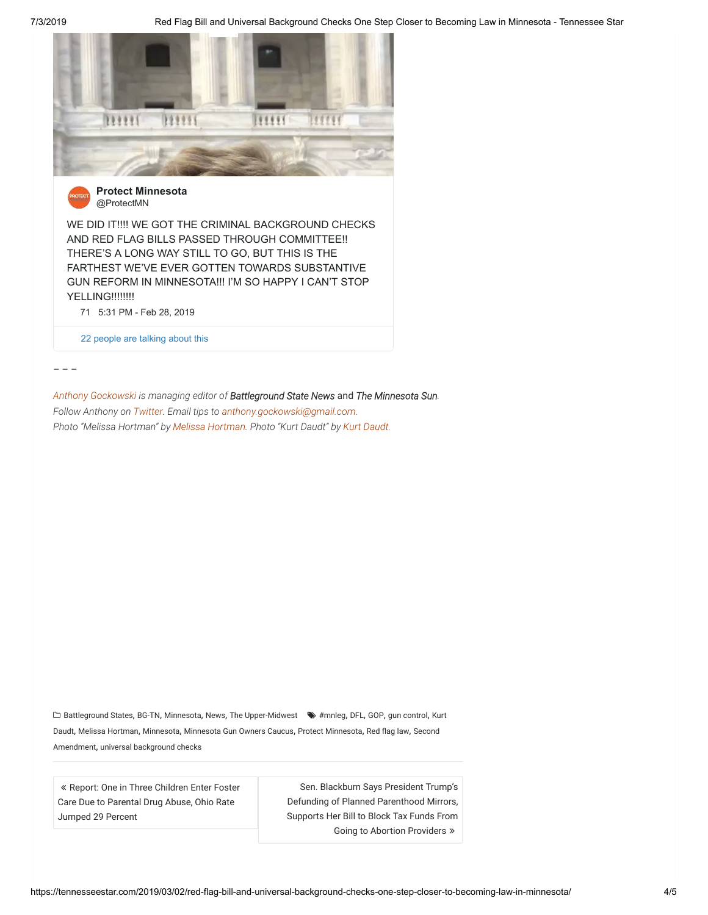**Protect Minnesota**
@ProtectMN

WE DID IT!!!! WE GOT THE CRIMINAL BACKGROUND CHECKS AND RED FLAG BILLS PASSED THROUGH COMMITTEE!! THERE'S A LONG WAY STILL TO GO, BUT THIS IS THE FARTHEST WE'VE EVER GOTTEN TOWARDS SUBSTANTIVE GUN REFORM IN MINNESOTA!!! I'M SO HAPPY I CAN'T STOP YELLING!!!!!!!!

71 5:31 PM - Feb 28, 2019

22 people are talking about this

– – –

*Anthony Gockowski is managing editor of* **Battleground State News** and **The Minnesota Sun**. *Follow Anthony on Twitter. Email tips to anthony.gockowski@gmail.com.*
*Photo "Melissa Hortman" by Melissa Hortman. Photo "Kurt Daudt" by Kurt Daudt.*

Battleground States, BG-TN, Minnesota, News, The Upper-Midwest    #mnleg, DFL, GOP, gun control, Kurt Daudt, Melissa Hortman, Minnesota, Minnesota Gun Owners Caucus, Protect Minnesota, Red flag law, Second Amendment, universal background checks

« Report: One in Three Children Enter Foster Care Due to Parental Drug Abuse, Ohio Rate Jumped 29 Percent

Sen. Blackburn Says President Trump's Defunding of Planned Parenthood Mirrors, Supports Her Bill to Block Tax Funds From Going to Abortion Providers »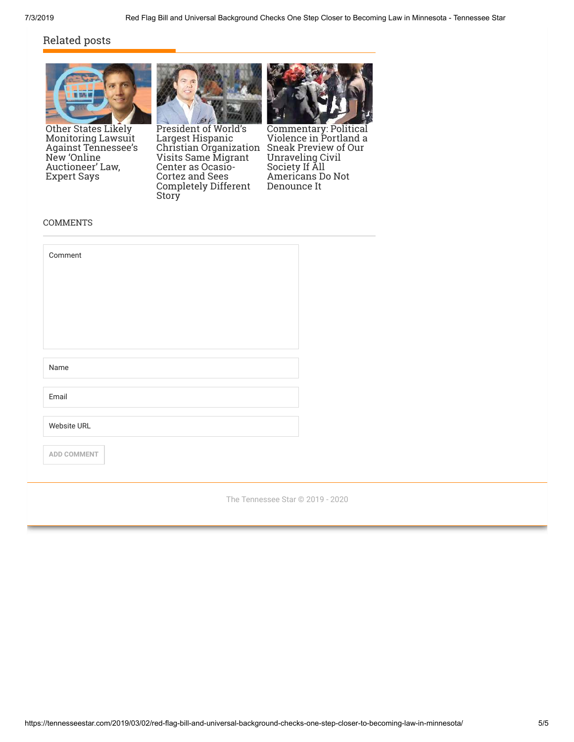## Related posts

Other States Likely Monitoring Lawsuit Against Tennessee's New 'Online Auctioneer' Law, Expert Says

President of World's Largest Hispanic Christian Organization Visits Same Migrant Center as Ocasio-Cortez and Sees Completely Different Story

Commentary: Political Violence in Portland a Sneak Preview of Our Unraveling Civil Society If All Americans Do Not Denounce It

COMMENTS

Comment

Name

Email

Website URL

ADD COMMENT

The Tennessee Star © 2019 - 2020